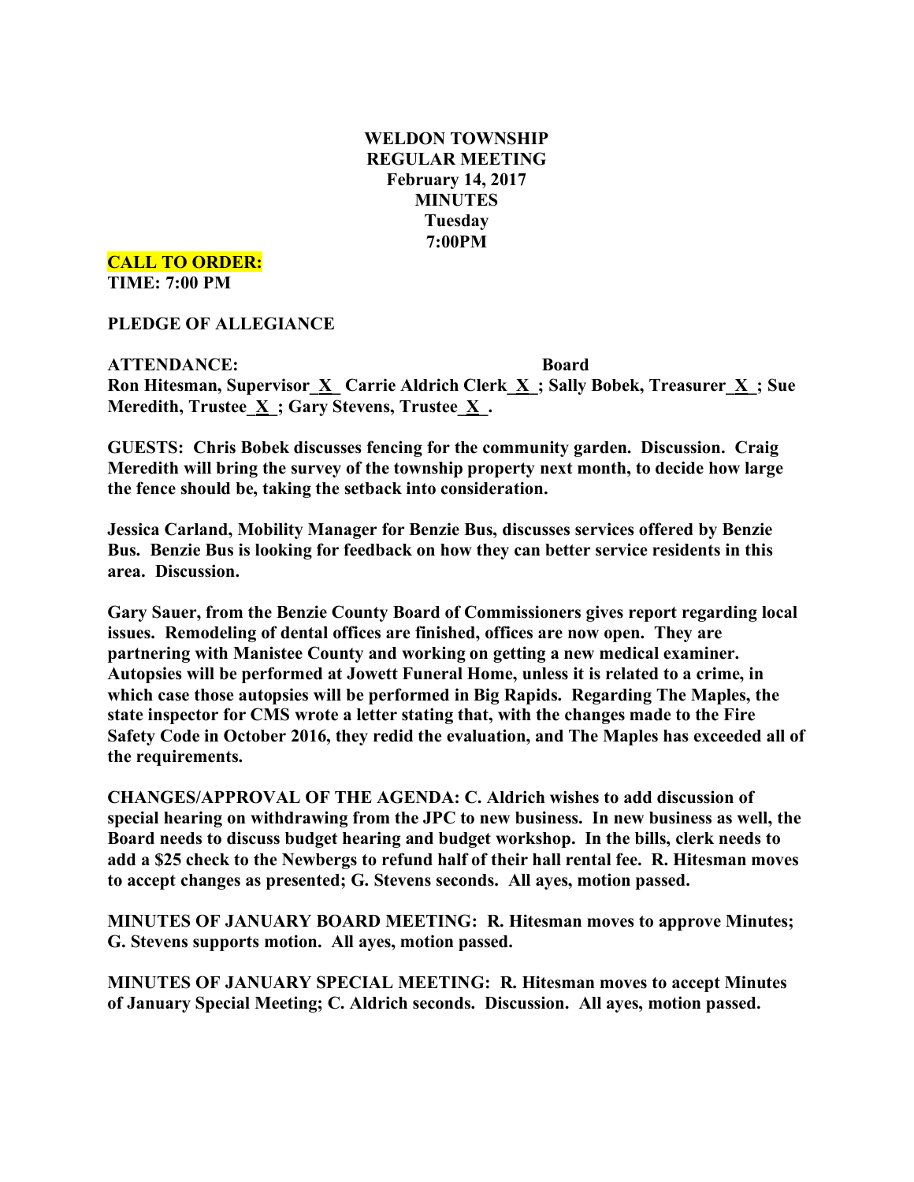**WELDON TOWNSHIP**
**REGULAR MEETING**
**February 14, 2017**
**MINUTES**
**Tuesday**
**7:00PM**

**CALL TO ORDER:**
**TIME: 7:00 PM**

**PLEDGE OF ALLEGIANCE**

**ATTENDANCE: Board**
**Ron Hitesman, Supervisor_X_ Carrie Aldrich Clerk_X_; Sally Bobek, Treasurer_X_; Sue Meredith, Trustee_X_; Gary Stevens, Trustee_X_.**

**GUESTS: Chris Bobek discusses fencing for the community garden. Discussion. Craig Meredith will bring the survey of the township property next month, to decide how large the fence should be, taking the setback into consideration.**

**Jessica Carland, Mobility Manager for Benzie Bus, discusses services offered by Benzie Bus. Benzie Bus is looking for feedback on how they can better service residents in this area. Discussion.**

**Gary Sauer, from the Benzie County Board of Commissioners gives report regarding local issues. Remodeling of dental offices are finished, offices are now open. They are partnering with Manistee County and working on getting a new medical examiner. Autopsies will be performed at Jowett Funeral Home, unless it is related to a crime, in which case those autopsies will be performed in Big Rapids. Regarding The Maples, the state inspector for CMS wrote a letter stating that, with the changes made to the Fire Safety Code in October 2016, they redid the evaluation, and The Maples has exceeded all of the requirements.**

**CHANGES/APPROVAL OF THE AGENDA: C. Aldrich wishes to add discussion of special hearing on withdrawing from the JPC to new business. In new business as well, the Board needs to discuss budget hearing and budget workshop. In the bills, clerk needs to add a $25 check to the Newbergs to refund half of their hall rental fee. R. Hitesman moves to accept changes as presented; G. Stevens seconds. All ayes, motion passed.**

**MINUTES OF JANUARY BOARD MEETING: R. Hitesman moves to approve Minutes; G. Stevens supports motion. All ayes, motion passed.**

**MINUTES OF JANUARY SPECIAL MEETING: R. Hitesman moves to accept Minutes of January Special Meeting; C. Aldrich seconds. Discussion. All ayes, motion passed.**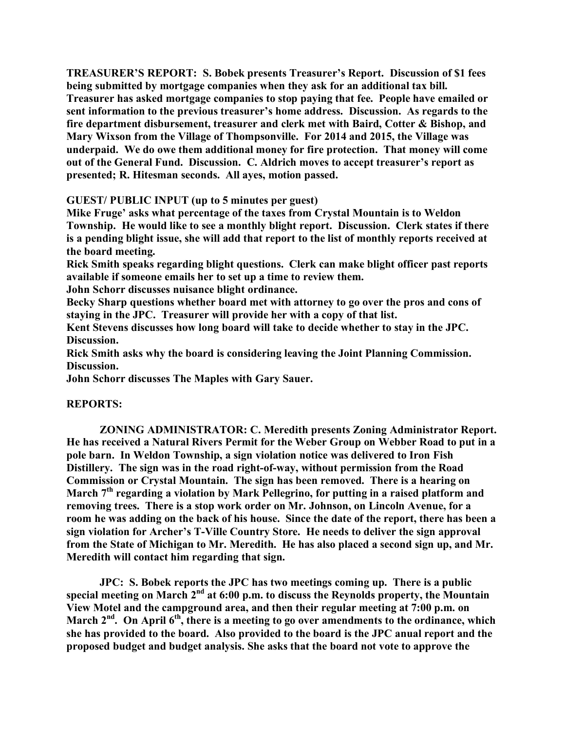**TREASURER'S REPORT: S. Bobek presents Treasurer's Report. Discussion of $1 fees being submitted by mortgage companies when they ask for an additional tax bill. Treasurer has asked mortgage companies to stop paying that fee. People have emailed or sent information to the previous treasurer's home address. Discussion. As regards to the fire department disbursement, treasurer and clerk met with Baird, Cotter & Bishop, and Mary Wixson from the Village of Thompsonville. For 2014 and 2015, the Village was underpaid. We do owe them additional money for fire protection. That money will come out of the General Fund. Discussion. C. Aldrich moves to accept treasurer's report as presented; R. Hitesman seconds. All ayes, motion passed.**

**GUEST/ PUBLIC INPUT (up to 5 minutes per guest)**

**Mike Fruge' asks what percentage of the taxes from Crystal Mountain is to Weldon Township. He would like to see a monthly blight report. Discussion. Clerk states if there is a pending blight issue, she will add that report to the list of monthly reports received at the board meeting.**

**Rick Smith speaks regarding blight questions. Clerk can make blight officer past reports available if someone emails her to set up a time to review them.**

**John Schorr discusses nuisance blight ordinance.**

**Becky Sharp questions whether board met with attorney to go over the pros and cons of staying in the JPC. Treasurer will provide her with a copy of that list.**

**Kent Stevens discusses how long board will take to decide whether to stay in the JPC. Discussion.**

**Rick Smith asks why the board is considering leaving the Joint Planning Commission. Discussion.**

**John Schorr discusses The Maples with Gary Sauer.**

**REPORTS:**

**ZONING ADMINISTRATOR: C. Meredith presents Zoning Administrator Report. He has received a Natural Rivers Permit for the Weber Group on Webber Road to put in a pole barn. In Weldon Township, a sign violation notice was delivered to Iron Fish Distillery. The sign was in the road right-of-way, without permission from the Road Commission or Crystal Mountain. The sign has been removed. There is a hearing on March 7th regarding a violation by Mark Pellegrino, for putting in a raised platform and removing trees. There is a stop work order on Mr. Johnson, on Lincoln Avenue, for a room he was adding on the back of his house. Since the date of the report, there has been a sign violation for Archer's T-Ville Country Store. He needs to deliver the sign approval from the State of Michigan to Mr. Meredith. He has also placed a second sign up, and Mr. Meredith will contact him regarding that sign.**

**JPC: S. Bobek reports the JPC has two meetings coming up. There is a public special meeting on March 2nd at 6:00 p.m. to discuss the Reynolds property, the Mountain View Motel and the campground area, and then their regular meeting at 7:00 p.m. on March 2nd. On April 6th, there is a meeting to go over amendments to the ordinance, which she has provided to the board. Also provided to the board is the JPC anual report and the proposed budget and budget analysis. She asks that the board not vote to approve the**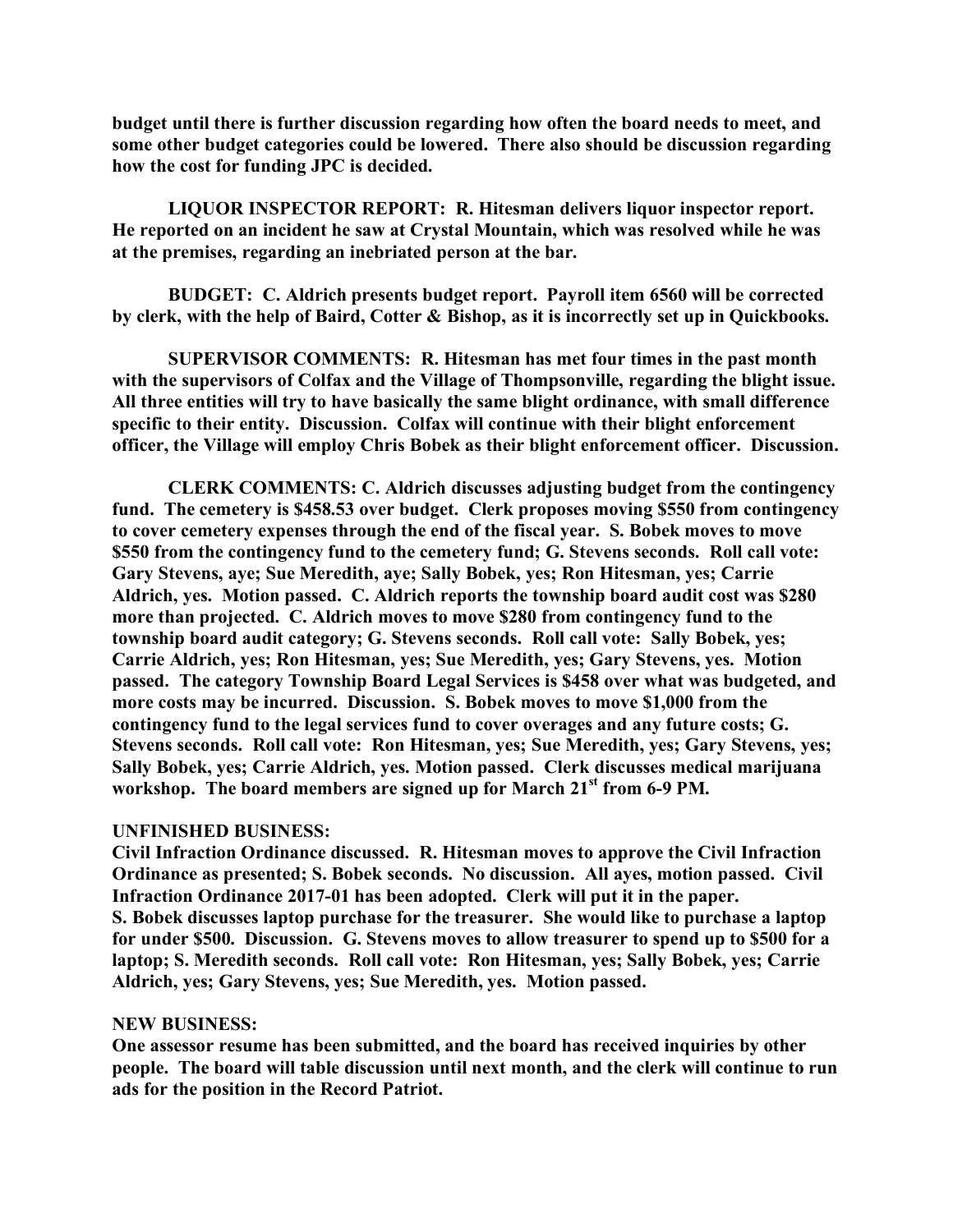**budget until there is further discussion regarding how often the board needs to meet, and some other budget categories could be lowered. There also should be discussion regarding how the cost for funding JPC is decided.**

**LIQUOR INSPECTOR REPORT: R. Hitesman delivers liquor inspector report. He reported on an incident he saw at Crystal Mountain, which was resolved while he was at the premises, regarding an inebriated person at the bar.**

**BUDGET: C. Aldrich presents budget report. Payroll item 6560 will be corrected by clerk, with the help of Baird, Cotter & Bishop, as it is incorrectly set up in Quickbooks.**

**SUPERVISOR COMMENTS: R. Hitesman has met four times in the past month with the supervisors of Colfax and the Village of Thompsonville, regarding the blight issue. All three entities will try to have basically the same blight ordinance, with small difference specific to their entity. Discussion. Colfax will continue with their blight enforcement officer, the Village will employ Chris Bobek as their blight enforcement officer. Discussion.**

**CLERK COMMENTS: C. Aldrich discusses adjusting budget from the contingency fund. The cemetery is $458.53 over budget. Clerk proposes moving $550 from contingency to cover cemetery expenses through the end of the fiscal year. S. Bobek moves to move $550 from the contingency fund to the cemetery fund; G. Stevens seconds. Roll call vote: Gary Stevens, aye; Sue Meredith, aye; Sally Bobek, yes; Ron Hitesman, yes; Carrie Aldrich, yes. Motion passed. C. Aldrich reports the township board audit cost was $280 more than projected. C. Aldrich moves to move $280 from contingency fund to the township board audit category; G. Stevens seconds. Roll call vote: Sally Bobek, yes; Carrie Aldrich, yes; Ron Hitesman, yes; Sue Meredith, yes; Gary Stevens, yes. Motion passed. The category Township Board Legal Services is $458 over what was budgeted, and more costs may be incurred. Discussion. S. Bobek moves to move $1,000 from the contingency fund to the legal services fund to cover overages and any future costs; G. Stevens seconds. Roll call vote: Ron Hitesman, yes; Sue Meredith, yes; Gary Stevens, yes; Sally Bobek, yes; Carrie Aldrich, yes. Motion passed. Clerk discusses medical marijuana workshop. The board members are signed up for March 21st from 6-9 PM.**

**UNFINISHED BUSINESS:**

**Civil Infraction Ordinance discussed. R. Hitesman moves to approve the Civil Infraction Ordinance as presented; S. Bobek seconds. No discussion. All ayes, motion passed. Civil Infraction Ordinance 2017-01 has been adopted. Clerk will put it in the paper.**
**S. Bobek discusses laptop purchase for the treasurer. She would like to purchase a laptop for under $500. Discussion. G. Stevens moves to allow treasurer to spend up to $500 for a laptop; S. Meredith seconds. Roll call vote: Ron Hitesman, yes; Sally Bobek, yes; Carrie Aldrich, yes; Gary Stevens, yes; Sue Meredith, yes. Motion passed.**

**NEW BUSINESS:**

**One assessor resume has been submitted, and the board has received inquiries by other people. The board will table discussion until next month, and the clerk will continue to run ads for the position in the Record Patriot.**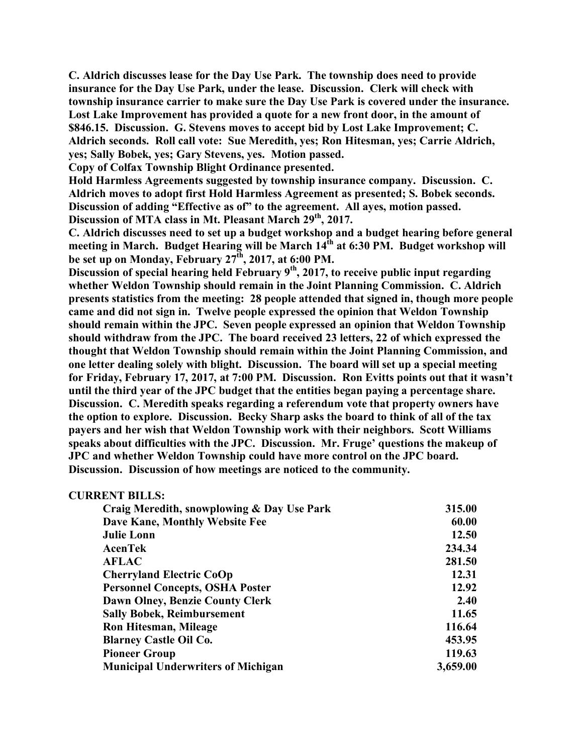**C. Aldrich discusses lease for the Day Use Park. The township does need to provide insurance for the Day Use Park, under the lease. Discussion. Clerk will check with township insurance carrier to make sure the Day Use Park is covered under the insurance. Lost Lake Improvement has provided a quote for a new front door, in the amount of $846.15. Discussion. G. Stevens moves to accept bid by Lost Lake Improvement; C. Aldrich seconds. Roll call vote: Sue Meredith, yes; Ron Hitesman, yes; Carrie Aldrich, yes; Sally Bobek, yes; Gary Stevens, yes. Motion passed.**

**Copy of Colfax Township Blight Ordinance presented.**

**Hold Harmless Agreements suggested by township insurance company. Discussion. C. Aldrich moves to adopt first Hold Harmless Agreement as presented; S. Bobek seconds. Discussion of adding "Effective as of" to the agreement. All ayes, motion passed.**

**Discussion of MTA class in Mt. Pleasant March 29th, 2017.**

**C. Aldrich discusses need to set up a budget workshop and a budget hearing before general meeting in March. Budget Hearing will be March 14th at 6:30 PM. Budget workshop will be set up on Monday, February 27th, 2017, at 6:00 PM.**

**Discussion of special hearing held February 9th, 2017, to receive public input regarding whether Weldon Township should remain in the Joint Planning Commission. C. Aldrich presents statistics from the meeting: 28 people attended that signed in, though more people came and did not sign in. Twelve people expressed the opinion that Weldon Township should remain within the JPC. Seven people expressed an opinion that Weldon Township should withdraw from the JPC. The board received 23 letters, 22 of which expressed the thought that Weldon Township should remain within the Joint Planning Commission, and one letter dealing solely with blight. Discussion. The board will set up a special meeting for Friday, February 17, 2017, at 7:00 PM. Discussion. Ron Evitts points out that it wasn't until the third year of the JPC budget that the entities began paying a percentage share. Discussion. C. Meredith speaks regarding a referendum vote that property owners have the option to explore. Discussion. Becky Sharp asks the board to think of all of the tax payers and her wish that Weldon Township work with their neighbors. Scott Williams speaks about difficulties with the JPC. Discussion. Mr. Fruge' questions the makeup of JPC and whether Weldon Township could have more control on the JPC board. Discussion. Discussion of how meetings are noticed to the community.**

**CURRENT BILLS:**

| | |
|---|---:|
| **Craig Meredith, snowplowing & Day Use Park** | **315.00** |
| **Dave Kane, Monthly Website Fee** | **60.00** |
| **Julie Lonn** | **12.50** |
| **AcenTek** | **234.34** |
| **AFLAC** | **281.50** |
| **Cherryland Electric CoOp** | **12.31** |
| **Personnel Concepts, OSHA Poster** | **12.92** |
| **Dawn Olney, Benzie County Clerk** | **2.40** |
| **Sally Bobek, Reimbursement** | **11.65** |
| **Ron Hitesman, Mileage** | **116.64** |
| **Blarney Castle Oil Co.** | **453.95** |
| **Pioneer Group** | **119.63** |
| **Municipal Underwriters of Michigan** | **3,659.00** |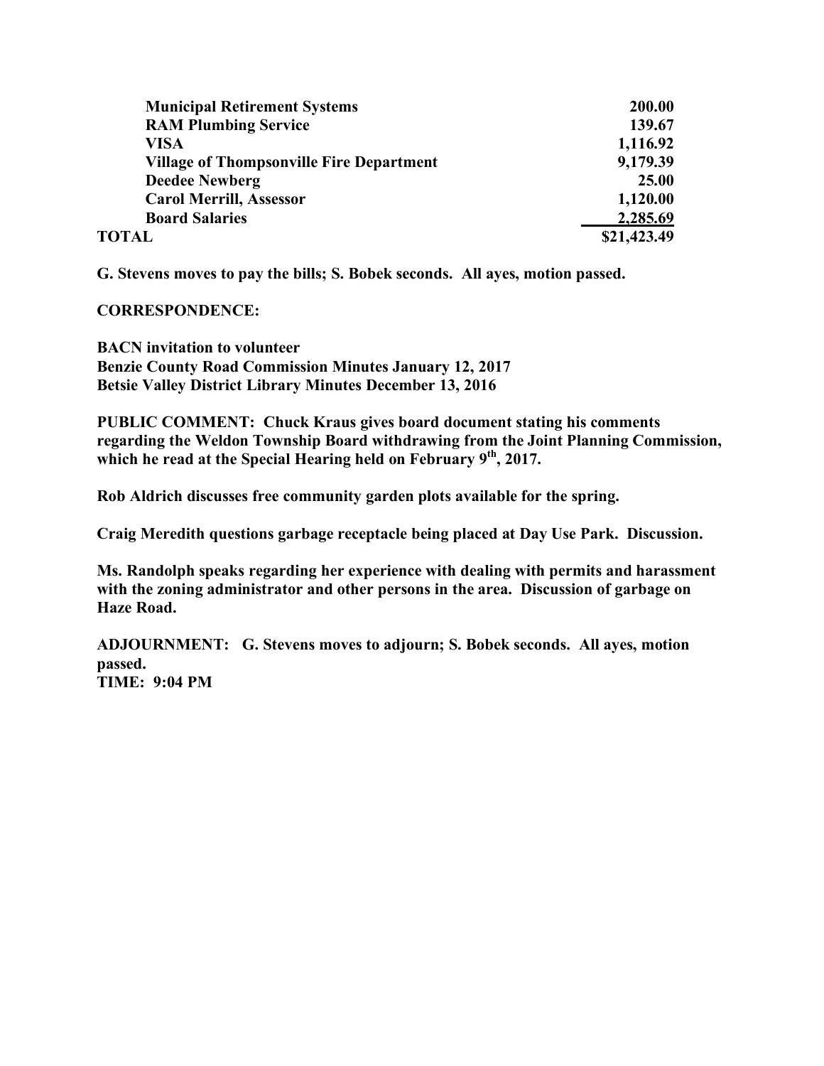| | |
|---|---|
| **Municipal Retirement Systems** | **200.00** |
| **RAM Plumbing Service** | **139.67** |
| **VISA** | **1,116.92** |
| **Village of Thompsonville Fire Department** | **9,179.39** |
| **Deedee Newberg** | **25.00** |
| **Carol Merrill, Assessor** | **1,120.00** |
| **Board Salaries** | **2,285.69** |
| **TOTAL** | **$21,423.49** |

**G. Stevens moves to pay the bills; S. Bobek seconds. All ayes, motion passed.**

**CORRESPONDENCE:**

**BACN invitation to volunteer**
**Benzie County Road Commission Minutes January 12, 2017**
**Betsie Valley District Library Minutes December 13, 2016**

**PUBLIC COMMENT: Chuck Kraus gives board document stating his comments regarding the Weldon Township Board withdrawing from the Joint Planning Commission, which he read at the Special Hearing held on February 9th, 2017.**

**Rob Aldrich discusses free community garden plots available for the spring.**

**Craig Meredith questions garbage receptacle being placed at Day Use Park. Discussion.**

**Ms. Randolph speaks regarding her experience with dealing with permits and harassment with the zoning administrator and other persons in the area. Discussion of garbage on Haze Road.**

**ADJOURNMENT: G. Stevens moves to adjourn; S. Bobek seconds. All ayes, motion passed.**
**TIME: 9:04 PM**